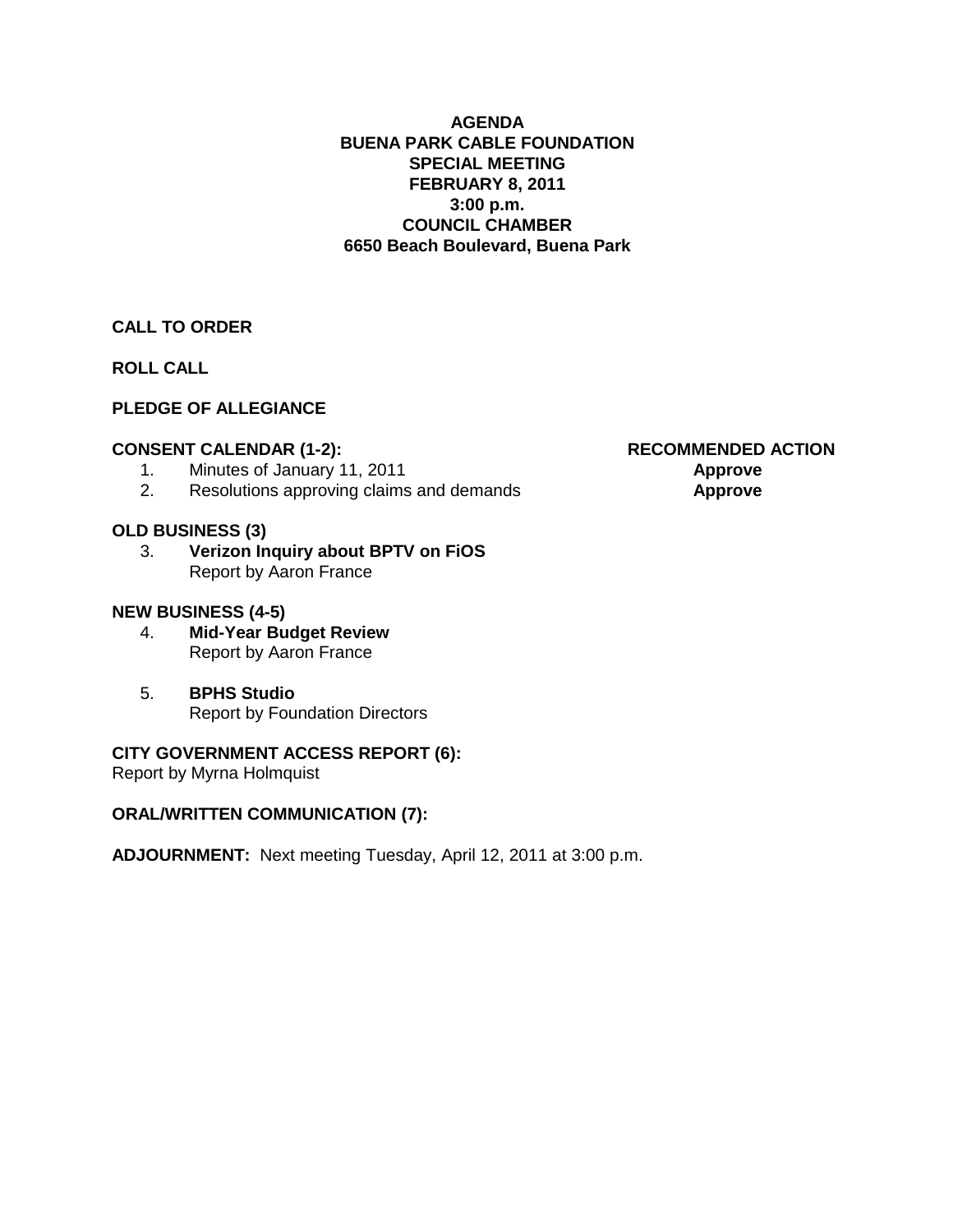**AGENDA**
**BUENA PARK CABLE FOUNDATION**
**SPECIAL MEETING**
**FEBRUARY 8, 2011**
**3:00 p.m.**
**COUNCIL CHAMBER**
**6650 Beach Boulevard, Buena Park**

**CALL TO ORDER**

**ROLL CALL**

**PLEDGE OF ALLEGIANCE**

| **CONSENT CALENDAR (1-2):** | **RECOMMENDED ACTION** |
|---|---|
| 1. Minutes of January 11, 2011 | **Approve** |
| 2. Resolutions approving claims and demands | **Approve** |

**OLD BUSINESS (3)**

3. **Verizon Inquiry about BPTV on FiOS**
   Report by Aaron France

**NEW BUSINESS (4-5)**

4. **Mid-Year Budget Review**
   Report by Aaron France

5. **BPHS Studio**
   Report by Foundation Directors

**CITY GOVERNMENT ACCESS REPORT (6):**
Report by Myrna Holmquist

**ORAL/WRITTEN COMMUNICATION (7):**

**ADJOURNMENT:** Next meeting Tuesday, April 12, 2011 at 3:00 p.m.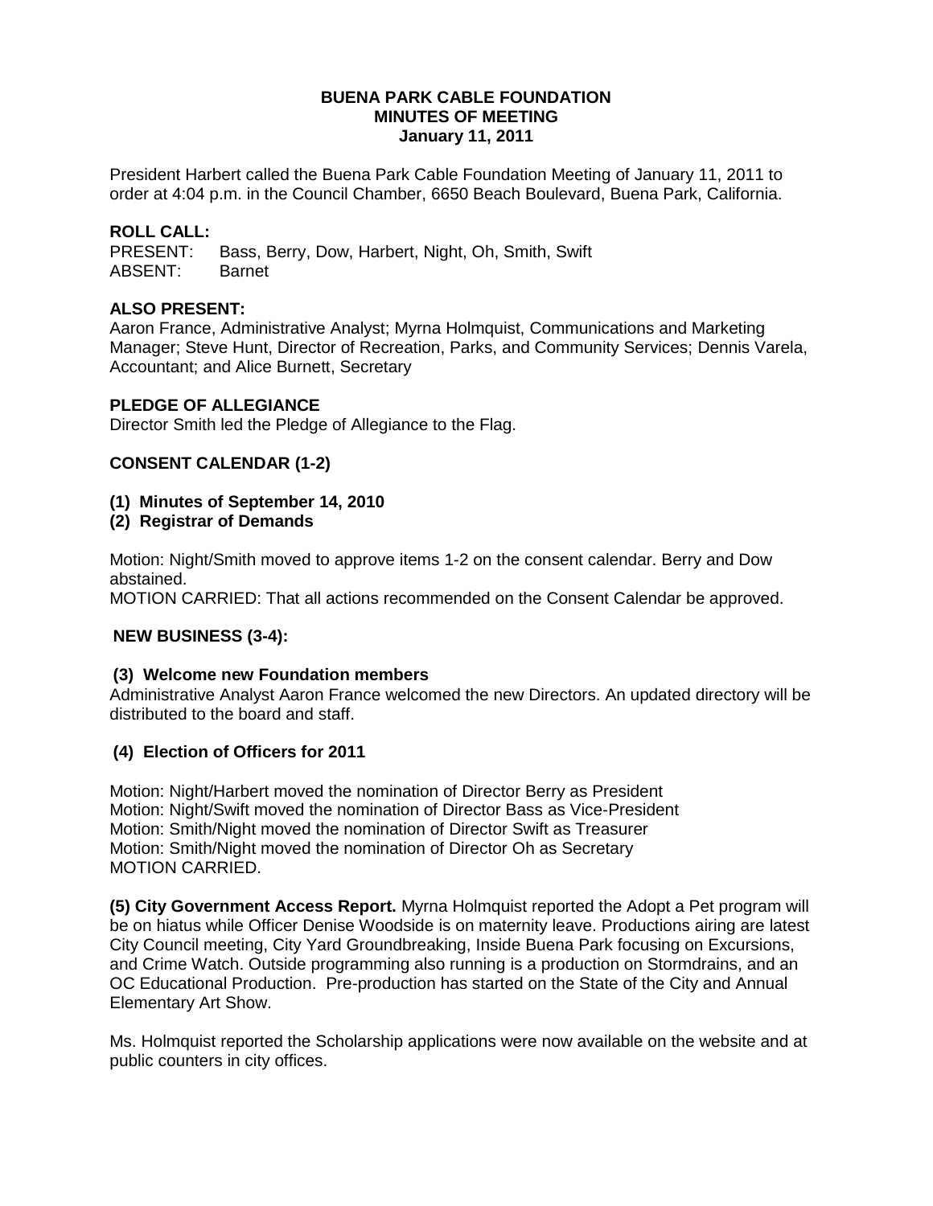**BUENA PARK CABLE FOUNDATION**
**MINUTES OF MEETING**
**January 11, 2011**

President Harbert called the Buena Park Cable Foundation Meeting of January 11, 2011 to order at 4:04 p.m. in the Council Chamber, 6650 Beach Boulevard, Buena Park, California.

**ROLL CALL:**
PRESENT: Bass, Berry, Dow, Harbert, Night, Oh, Smith, Swift
ABSENT: Barnet

**ALSO PRESENT:**
Aaron France, Administrative Analyst; Myrna Holmquist, Communications and Marketing Manager; Steve Hunt, Director of Recreation, Parks, and Community Services; Dennis Varela, Accountant; and Alice Burnett, Secretary

**PLEDGE OF ALLEGIANCE**
Director Smith led the Pledge of Allegiance to the Flag.

**CONSENT CALENDAR (1-2)**

**(1) Minutes of September 14, 2010**
**(2) Registrar of Demands**

Motion: Night/Smith moved to approve items 1-2 on the consent calendar. Berry and Dow abstained.
MOTION CARRIED: That all actions recommended on the Consent Calendar be approved.

**NEW BUSINESS (3-4):**

**(3) Welcome new Foundation members**
Administrative Analyst Aaron France welcomed the new Directors. An updated directory will be distributed to the board and staff.

**(4) Election of Officers for 2011**

Motion: Night/Harbert moved the nomination of Director Berry as President
Motion: Night/Swift moved the nomination of Director Bass as Vice-President
Motion: Smith/Night moved the nomination of Director Swift as Treasurer
Motion: Smith/Night moved the nomination of Director Oh as Secretary
MOTION CARRIED.

**(5) City Government Access Report.** Myrna Holmquist reported the Adopt a Pet program will be on hiatus while Officer Denise Woodside is on maternity leave. Productions airing are latest City Council meeting, City Yard Groundbreaking, Inside Buena Park focusing on Excursions, and Crime Watch. Outside programming also running is a production on Stormdrains, and an OC Educational Production. Pre-production has started on the State of the City and Annual Elementary Art Show.

Ms. Holmquist reported the Scholarship applications were now available on the website and at public counters in city offices.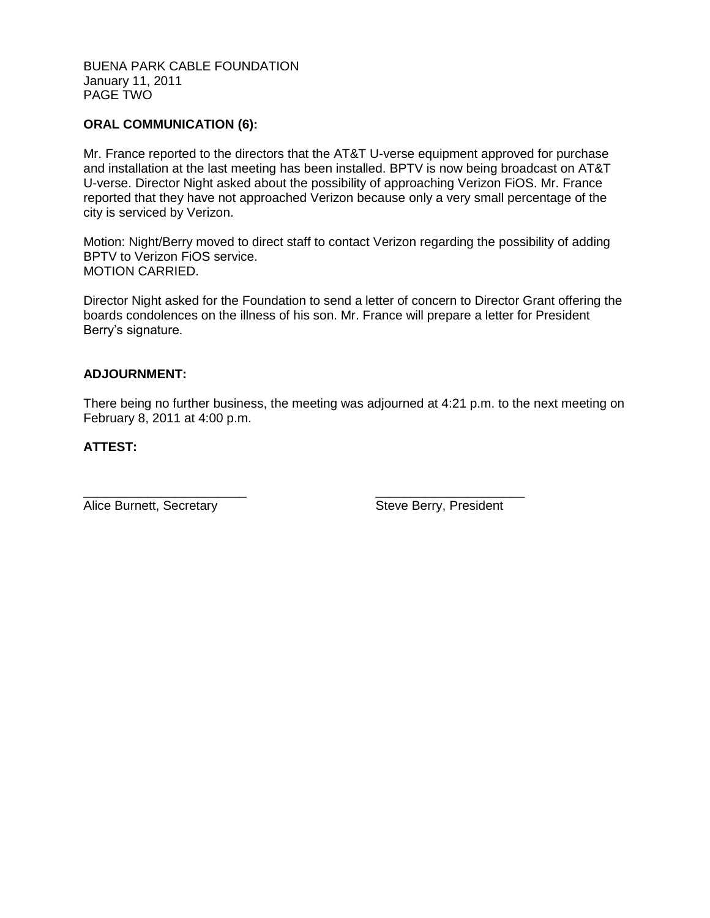BUENA PARK CABLE FOUNDATION
January 11, 2011
PAGE TWO

**ORAL COMMUNICATION (6):**

Mr. France reported to the directors that the AT&T U-verse equipment approved for purchase and installation at the last meeting has been installed. BPTV is now being broadcast on AT&T U-verse. Director Night asked about the possibility of approaching Verizon FiOS. Mr. France reported that they have not approached Verizon because only a very small percentage of the city is serviced by Verizon.

Motion: Night/Berry moved to direct staff to contact Verizon regarding the possibility of adding BPTV to Verizon FiOS service.
MOTION CARRIED.

Director Night asked for the Foundation to send a letter of concern to Director Grant offering the boards condolences on the illness of his son. Mr. France will prepare a letter for President Berry's signature.

**ADJOURNMENT:**

There being no further business, the meeting was adjourned at 4:21 p.m. to the next meeting on February 8, 2011 at 4:00 p.m.

**ATTEST:**

_______________________ Alice Burnett, Secretary

_______________________ Steve Berry, President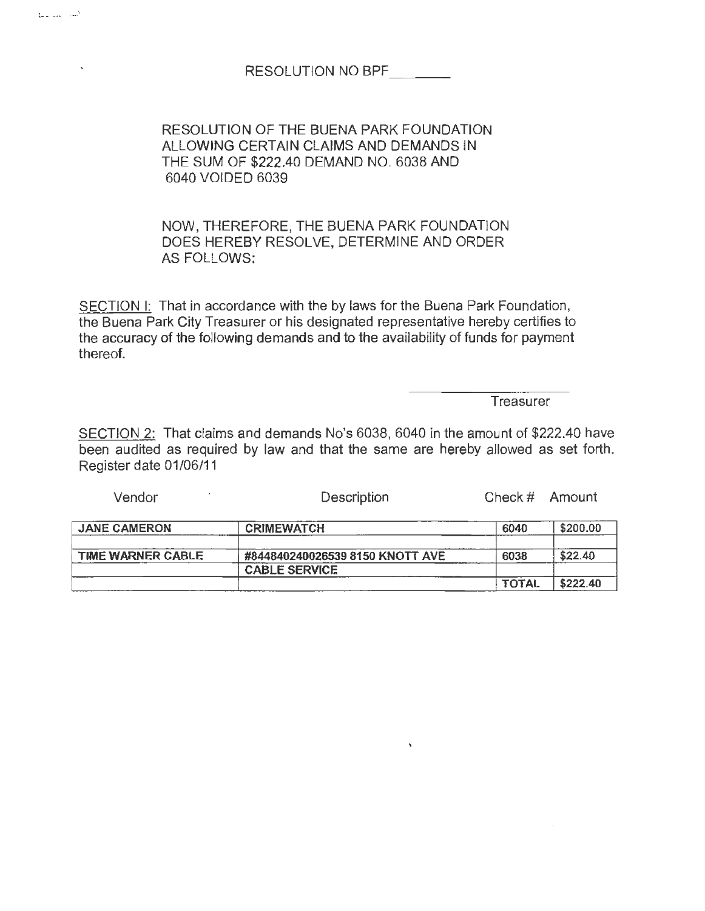RESOLUTION NO BPF\_\_\_\_\_\_\_\_

RESOLUTION OF THE BUENA PARK FOUNDATION ALLOWING CERTAIN CLAIMS AND DEMANDS IN THE SUM OF $222.40 DEMAND NO. 6038 AND 6040 VOIDED 6039

NOW, THEREFORE, THE BUENA PARK FOUNDATION DOES HEREBY RESOLVE, DETERMINE AND ORDER AS FOLLOWS:

SECTION I: That in accordance with the by laws for the Buena Park Foundation, the Buena Park City Treasurer or his designated representative hereby certifies to the accuracy of the following demands and to the availability of funds for payment thereof.

\_\_\_\_\_\_\_\_\_\_\_\_\_\_\_\_\_\_\_\_
Treasurer

SECTION 2: That claims and demands No's 6038, 6040 in the amount of $222.40 have been audited as required by law and that the same are hereby allowed as set forth. Register date 01/06/11

| Vendor | Description | Check # | Amount |
|---|---|---|---|
| JANE CAMERON | CRIMEWATCH | 6040 | $200.00 |
| | | | |
| TIME WARNER CABLE | #844840240026539 8150 KNOTT AVE | 6038 | $22.40 |
| | CABLE SERVICE | | |
| | | TOTAL | $222.40 |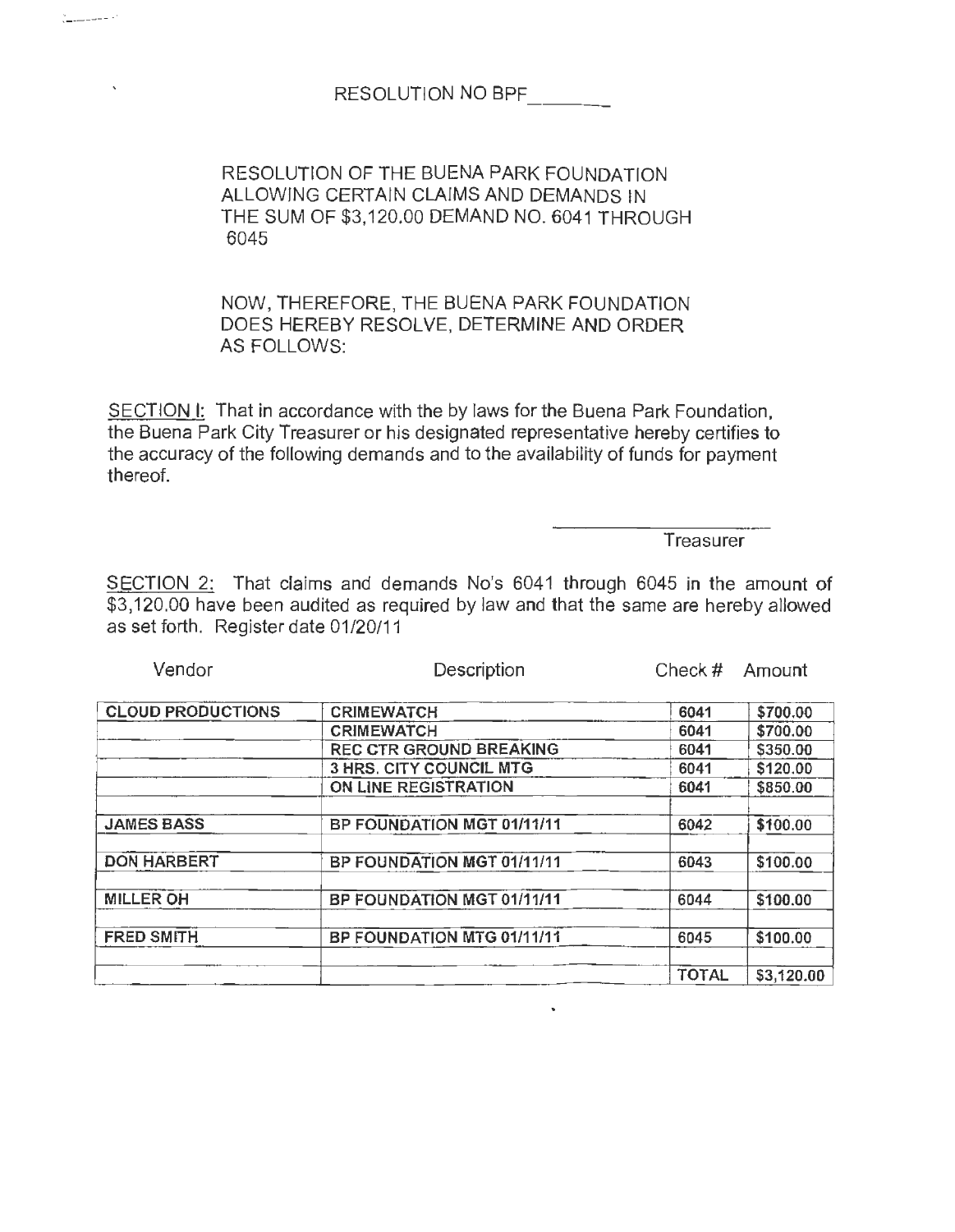RESOLUTION NO BPF\_\_\_\_\_\_\_

RESOLUTION OF THE BUENA PARK FOUNDATION ALLOWING CERTAIN CLAIMS AND DEMANDS IN THE SUM OF $3,120.00 DEMAND NO. 6041 THROUGH 6045

NOW, THEREFORE, THE BUENA PARK FOUNDATION DOES HEREBY RESOLVE, DETERMINE AND ORDER AS FOLLOWS:

SECTION I: That in accordance with the by laws for the Buena Park Foundation, the Buena Park City Treasurer or his designated representative hereby certifies to the accuracy of the following demands and to the availability of funds for payment thereof.

\_\_\_\_\_\_\_\_\_\_\_\_\_\_\_\_\_\_\_\_
Treasurer

SECTION 2: That claims and demands No's 6041 through 6045 in the amount of $3,120.00 have been audited as required by law and that the same are hereby allowed as set forth. Register date 01/20/11

| Vendor | Description | Check # | Amount |
|---|---|---|---|
| CLOUD PRODUCTIONS | CRIMEWATCH | 6041 | $700.00 |
| | CRIMEWATCH | 6041 | $700.00 |
| | REC CTR GROUND BREAKING | 6041 | $350.00 |
| | 3 HRS. CITY COUNCIL MTG | 6041 | $120.00 |
| | ON LINE REGISTRATION | 6041 | $850.00 |
| JAMES BASS | BP FOUNDATION MGT 01/11/11 | 6042 | $100.00 |
| DON HARBERT | BP FOUNDATION MGT 01/11/11 | 6043 | $100.00 |
| MILLER OH | BP FOUNDATION MGT 01/11/11 | 6044 | $100.00 |
| FRED SMITH | BP FOUNDATION MTG 01/11/11 | 6045 | $100.00 |
| | | TOTAL | $3,120.00 |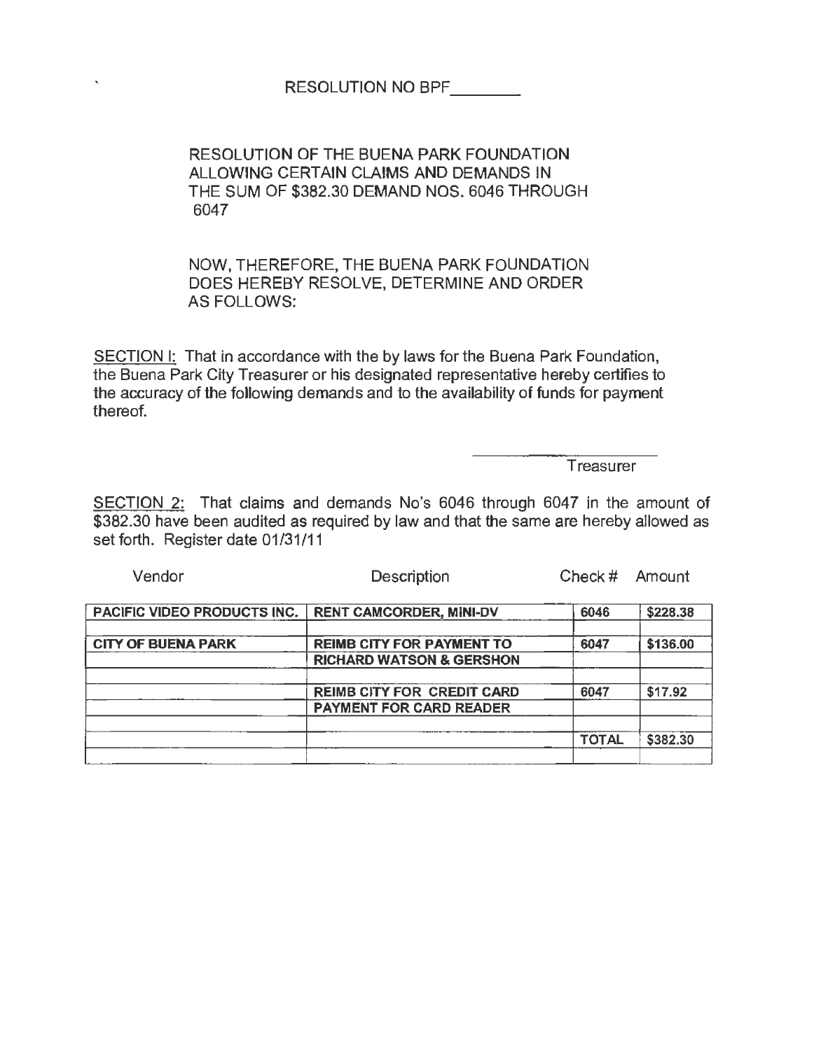RESOLUTION NO BPF________

RESOLUTION OF THE BUENA PARK FOUNDATION ALLOWING CERTAIN CLAIMS AND DEMANDS IN THE SUM OF $382.30 DEMAND NOS. 6046 THROUGH 6047

NOW, THEREFORE, THE BUENA PARK FOUNDATION DOES HEREBY RESOLVE, DETERMINE AND ORDER AS FOLLOWS:

SECTION I: That in accordance with the by laws for the Buena Park Foundation, the Buena Park City Treasurer or his designated representative hereby certifies to the accuracy of the following demands and to the availability of funds for payment thereof.

____________________
Treasurer

SECTION 2: That claims and demands No's 6046 through 6047 in the amount of $382.30 have been audited as required by law and that the same are hereby allowed as set forth. Register date 01/31/11

| Vendor | Description | Check # | Amount |
|---|---|---|---|
| PACIFIC VIDEO PRODUCTS INC. | RENT CAMCORDER, MINI-DV | 6046 | $228.38 |
| | | | |
| CITY OF BUENA PARK | REIMB CITY FOR PAYMENT TO | 6047 | $136.00 |
| | RICHARD WATSON & GERSHON | | |
| | | | |
| | REIMB CITY FOR CREDIT CARD | 6047 | $17.92 |
| | PAYMENT FOR CARD READER | | |
| | | | |
| | | TOTAL | $382.30 |
| | | | |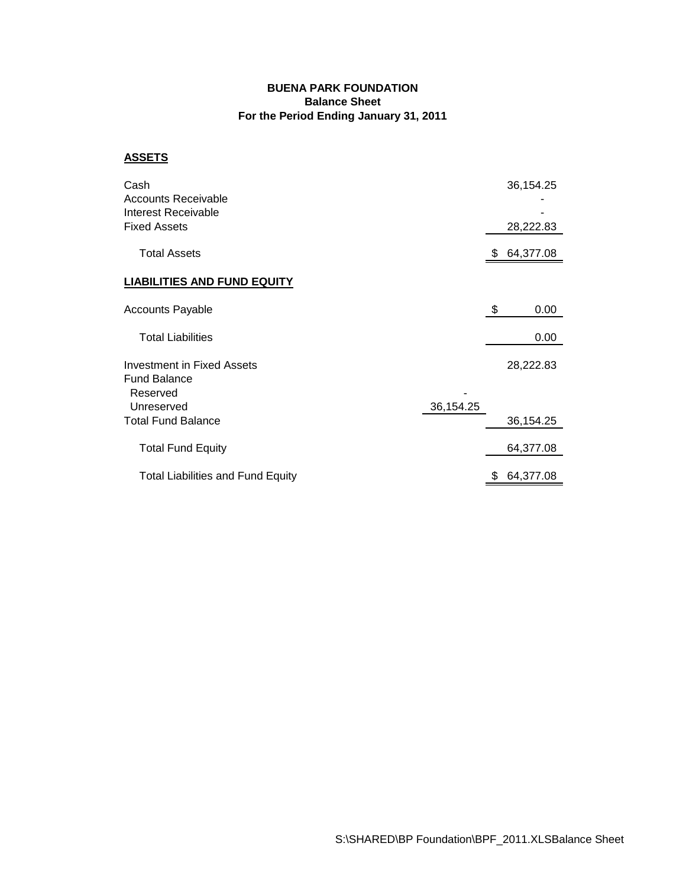**BUENA PARK FOUNDATION**
**Balance Sheet**
**For the Period Ending January 31, 2011**

**ASSETS**

| | | |
|---|---|---|
| Cash | | 36,154.25 |
| Accounts Receivable | | - |
| Interest Receivable | | - |
| Fixed Assets | | 28,222.83 |
| Total Assets | | $ 64,377.08 |

**LIABILITIES AND FUND EQUITY**

| | | |
|---|---|---|
| Accounts Payable | | $ 0.00 |
| Total Liabilities | | 0.00 |
| Investment in Fixed Assets | | 28,222.83 |
| Fund Balance | | |
| Reserved | - | |
| Unreserved | 36,154.25 | |
| Total Fund Balance | | 36,154.25 |
| Total Fund Equity | | 64,377.08 |
| Total Liabilities and Fund Equity | | $ 64,377.08 |

S:\SHARED\BP Foundation\BPF_2011.XLSBalance Sheet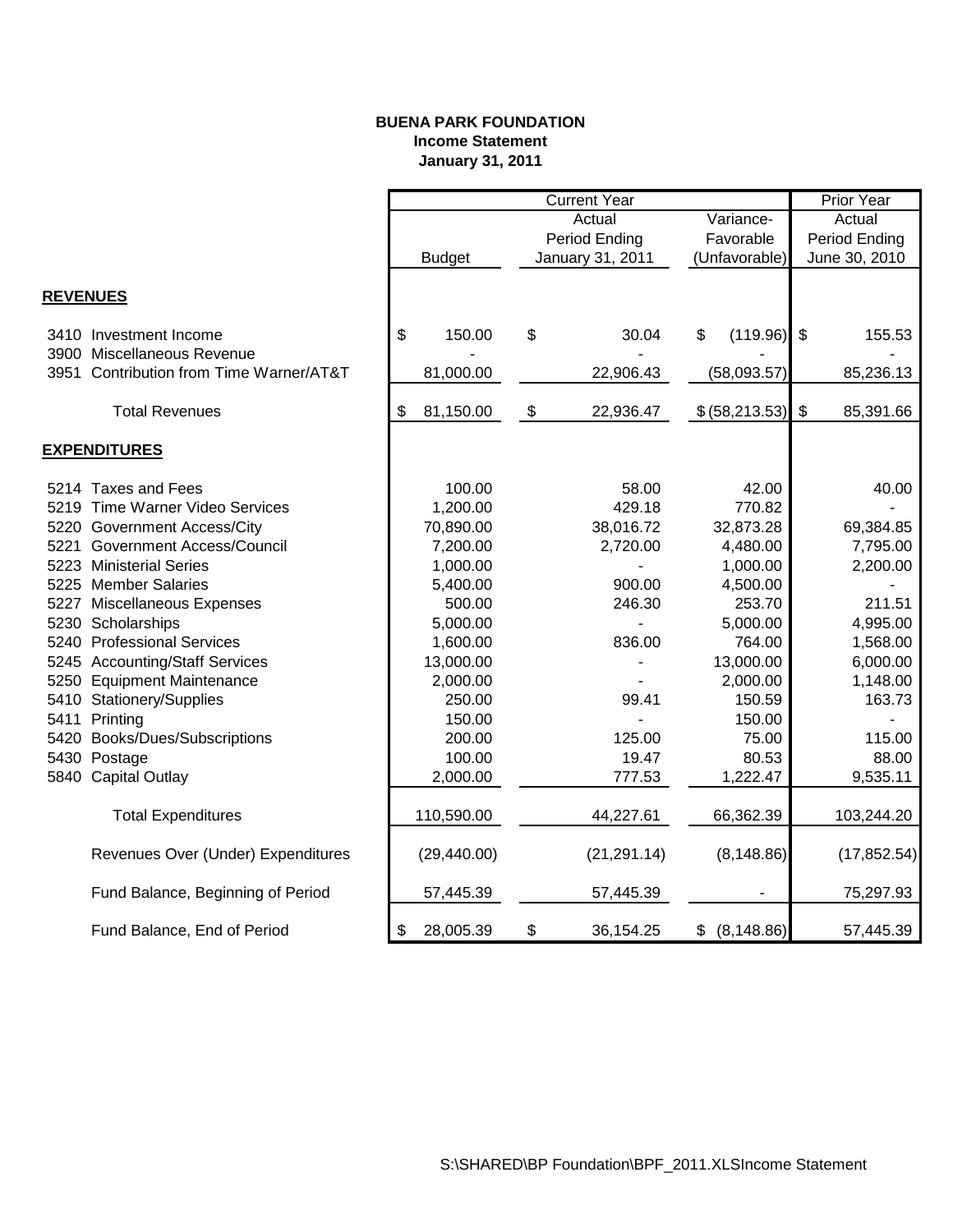**BUENA PARK FOUNDATION**
**Income Statement**
**January 31, 2011**

| | | Current Year | | Prior Year |
|---|---|---|---|---|
| | Budget | Actual Period Ending January 31, 2011 | Variance- Favorable (Unfavorable) | Actual Period Ending June 30, 2010 |
| **REVENUES** | | | | |
| 3410 Investment Income | $ 150.00 | $ 30.04 | $ (119.96) | $ 155.53 |
| 3900 Miscellaneous Revenue | - | - | - | - |
| 3951 Contribution from Time Warner/AT&T | 81,000.00 | 22,906.43 | (58,093.57) | 85,236.13 |
| Total Revenues | $ 81,150.00 | $ 22,936.47 | $ (58,213.53) | $ 85,391.66 |
| **EXPENDITURES** | | | | |
| 5214 Taxes and Fees | 100.00 | 58.00 | 42.00 | 40.00 |
| 5219 Time Warner Video Services | 1,200.00 | 429.18 | 770.82 | - |
| 5220 Government Access/City | 70,890.00 | 38,016.72 | 32,873.28 | 69,384.85 |
| 5221 Government Access/Council | 7,200.00 | 2,720.00 | 4,480.00 | 7,795.00 |
| 5223 Ministerial Series | 1,000.00 | - | 1,000.00 | 2,200.00 |
| 5225 Member Salaries | 5,400.00 | 900.00 | 4,500.00 | - |
| 5227 Miscellaneous Expenses | 500.00 | 246.30 | 253.70 | 211.51 |
| 5230 Scholarships | 5,000.00 | - | 5,000.00 | 4,995.00 |
| 5240 Professional Services | 1,600.00 | 836.00 | 764.00 | 1,568.00 |
| 5245 Accounting/Staff Services | 13,000.00 | - | 13,000.00 | 6,000.00 |
| 5250 Equipment Maintenance | 2,000.00 | - | 2,000.00 | 1,148.00 |
| 5410 Stationery/Supplies | 250.00 | 99.41 | 150.59 | 163.73 |
| 5411 Printing | 150.00 | - | 150.00 | - |
| 5420 Books/Dues/Subscriptions | 200.00 | 125.00 | 75.00 | 115.00 |
| 5430 Postage | 100.00 | 19.47 | 80.53 | 88.00 |
| 5840 Capital Outlay | 2,000.00 | 777.53 | 1,222.47 | 9,535.11 |
| Total Expenditures | 110,590.00 | 44,227.61 | 66,362.39 | 103,244.20 |
| Revenues Over (Under) Expenditures | (29,440.00) | (21,291.14) | (8,148.86) | (17,852.54) |
| Fund Balance, Beginning of Period | 57,445.39 | 57,445.39 | - | 75,297.93 |
| Fund Balance, End of Period | $ 28,005.39 | $ 36,154.25 | $ (8,148.86) | 57,445.39 |

S:\SHARED\BP Foundation\BPF_2011.XLSIncome Statement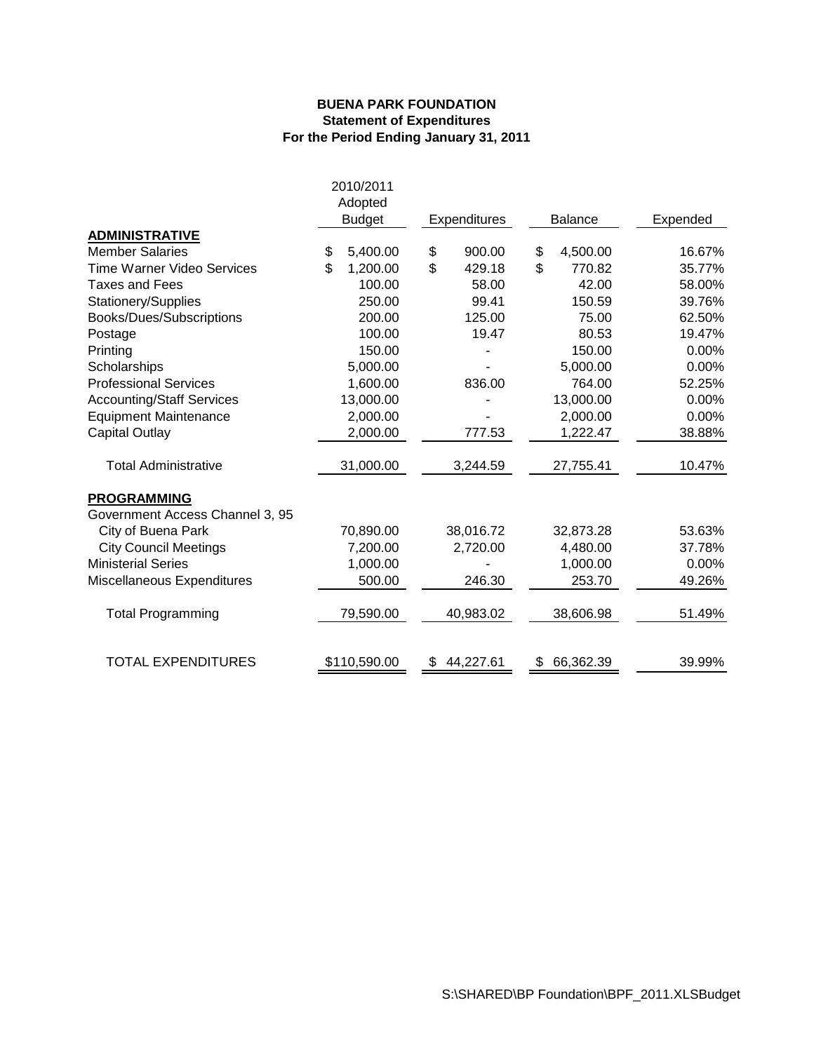**BUENA PARK FOUNDATION**
**Statement of Expenditures**
**For the Period Ending January 31, 2011**

| | 2010/2011 Adopted Budget | Expenditures | Balance | Expended |
|---|---|---|---|---|
| **ADMINISTRATIVE** | | | | |
| Member Salaries | $ 5,400.00 | $ 900.00 | $ 4,500.00 | 16.67% |
| Time Warner Video Services | $ 1,200.00 | $ 429.18 | $ 770.82 | 35.77% |
| Taxes and Fees | 100.00 | 58.00 | 42.00 | 58.00% |
| Stationery/Supplies | 250.00 | 99.41 | 150.59 | 39.76% |
| Books/Dues/Subscriptions | 200.00 | 125.00 | 75.00 | 62.50% |
| Postage | 100.00 | 19.47 | 80.53 | 19.47% |
| Printing | 150.00 | - | 150.00 | 0.00% |
| Scholarships | 5,000.00 | - | 5,000.00 | 0.00% |
| Professional Services | 1,600.00 | 836.00 | 764.00 | 52.25% |
| Accounting/Staff Services | 13,000.00 | - | 13,000.00 | 0.00% |
| Equipment Maintenance | 2,000.00 | - | 2,000.00 | 0.00% |
| Capital Outlay | 2,000.00 | 777.53 | 1,222.47 | 38.88% |
| Total Administrative | 31,000.00 | 3,244.59 | 27,755.41 | 10.47% |
| **PROGRAMMING** | | | | |
| Government Access Channel 3, 95 | | | | |
| City of Buena Park | 70,890.00 | 38,016.72 | 32,873.28 | 53.63% |
| City Council Meetings | 7,200.00 | 2,720.00 | 4,480.00 | 37.78% |
| Ministerial Series | 1,000.00 | - | 1,000.00 | 0.00% |
| Miscellaneous Expenditures | 500.00 | 246.30 | 253.70 | 49.26% |
| Total Programming | 79,590.00 | 40,983.02 | 38,606.98 | 51.49% |
| TOTAL EXPENDITURES | $110,590.00 | $ 44,227.61 | $ 66,362.39 | 39.99% |

S:\SHARED\BP Foundation\BPF_2011.XLSBudget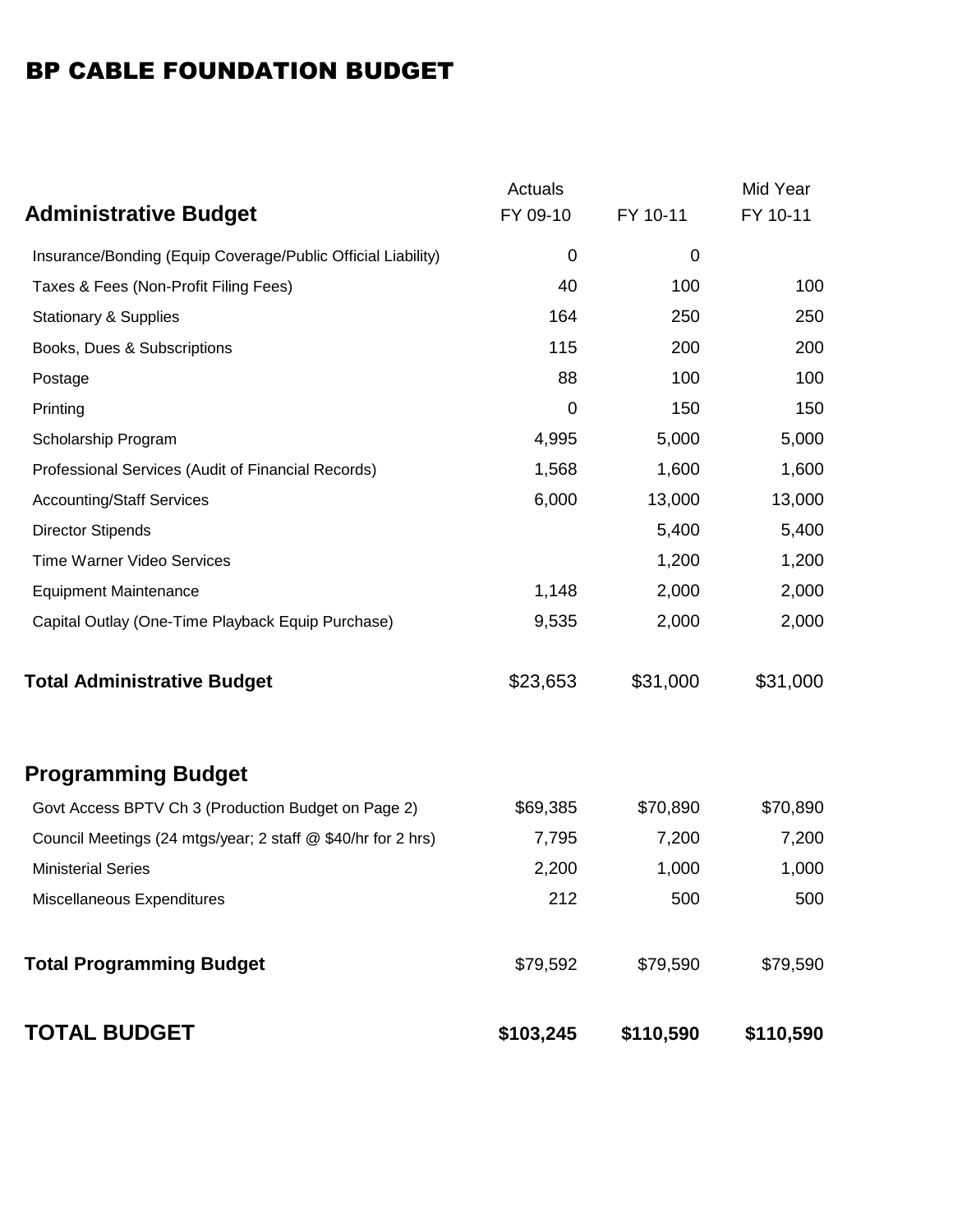# BP CABLE FOUNDATION BUDGET

| Administrative Budget | Actuals FY 09-10 | FY 10-11 | Mid Year FY 10-11 |
|---|---|---|---|
| Insurance/Bonding (Equip Coverage/Public Official Liability) | 0 | 0 | |
| Taxes & Fees (Non-Profit Filing Fees) | 40 | 100 | 100 |
| Stationary & Supplies | 164 | 250 | 250 |
| Books, Dues & Subscriptions | 115 | 200 | 200 |
| Postage | 88 | 100 | 100 |
| Printing | 0 | 150 | 150 |
| Scholarship Program | 4,995 | 5,000 | 5,000 |
| Professional Services (Audit of Financial Records) | 1,568 | 1,600 | 1,600 |
| Accounting/Staff Services | 6,000 | 13,000 | 13,000 |
| Director Stipends | | 5,400 | 5,400 |
| Time Warner Video Services | | 1,200 | 1,200 |
| Equipment Maintenance | 1,148 | 2,000 | 2,000 |
| Capital Outlay (One-Time Playback Equip Purchase) | 9,535 | 2,000 | 2,000 |
| **Total Administrative Budget** | $23,653 | $31,000 | $31,000 |
| | | | |
| **Programming Budget** | | | |
| Govt Access BPTV Ch 3 (Production Budget on Page 2) | $69,385 | $70,890 | $70,890 |
| Council Meetings (24 mtgs/year; 2 staff @ $40/hr for 2 hrs) | 7,795 | 7,200 | 7,200 |
| Ministerial Series | 2,200 | 1,000 | 1,000 |
| Miscellaneous Expenditures | 212 | 500 | 500 |
| **Total Programming Budget** | $79,592 | $79,590 | $79,590 |
| | | | |
| **TOTAL BUDGET** | **$103,245** | **$110,590** | **$110,590** |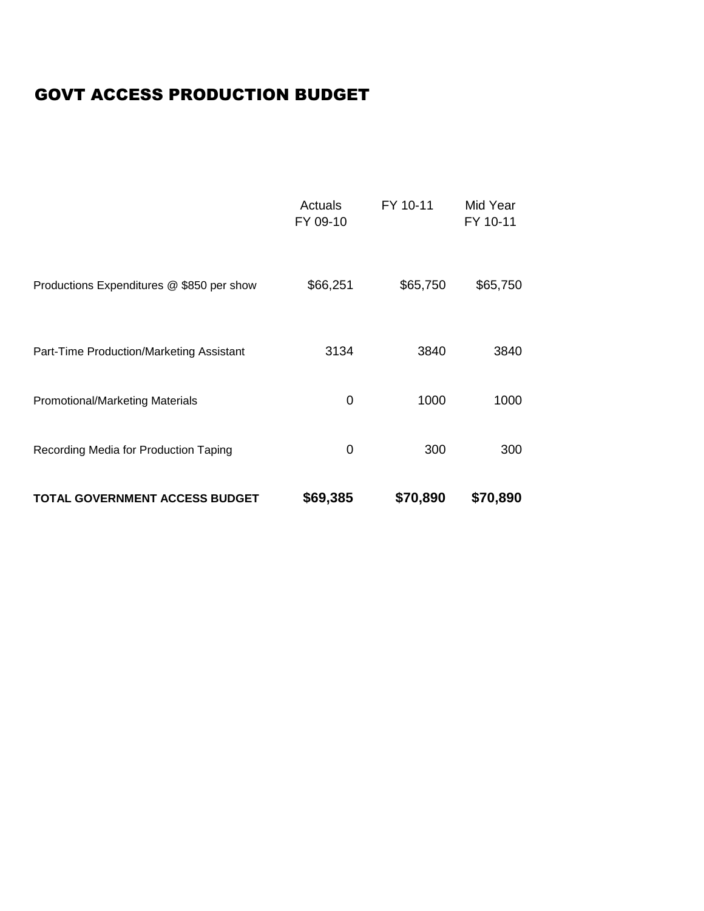# GOVT ACCESS PRODUCTION BUDGET

| | Actuals FY 09-10 | FY 10-11 | Mid Year FY 10-11 |
|---|---|---|---|
| Productions Expenditures @ $850 per show | $66,251 | $65,750 | $65,750 |
| Part-Time Production/Marketing Assistant | 3134 | 3840 | 3840 |
| Promotional/Marketing Materials | 0 | 1000 | 1000 |
| Recording Media for Production Taping | 0 | 300 | 300 |
| **TOTAL GOVERNMENT ACCESS BUDGET** | **$69,385** | **$70,890** | **$70,890** |